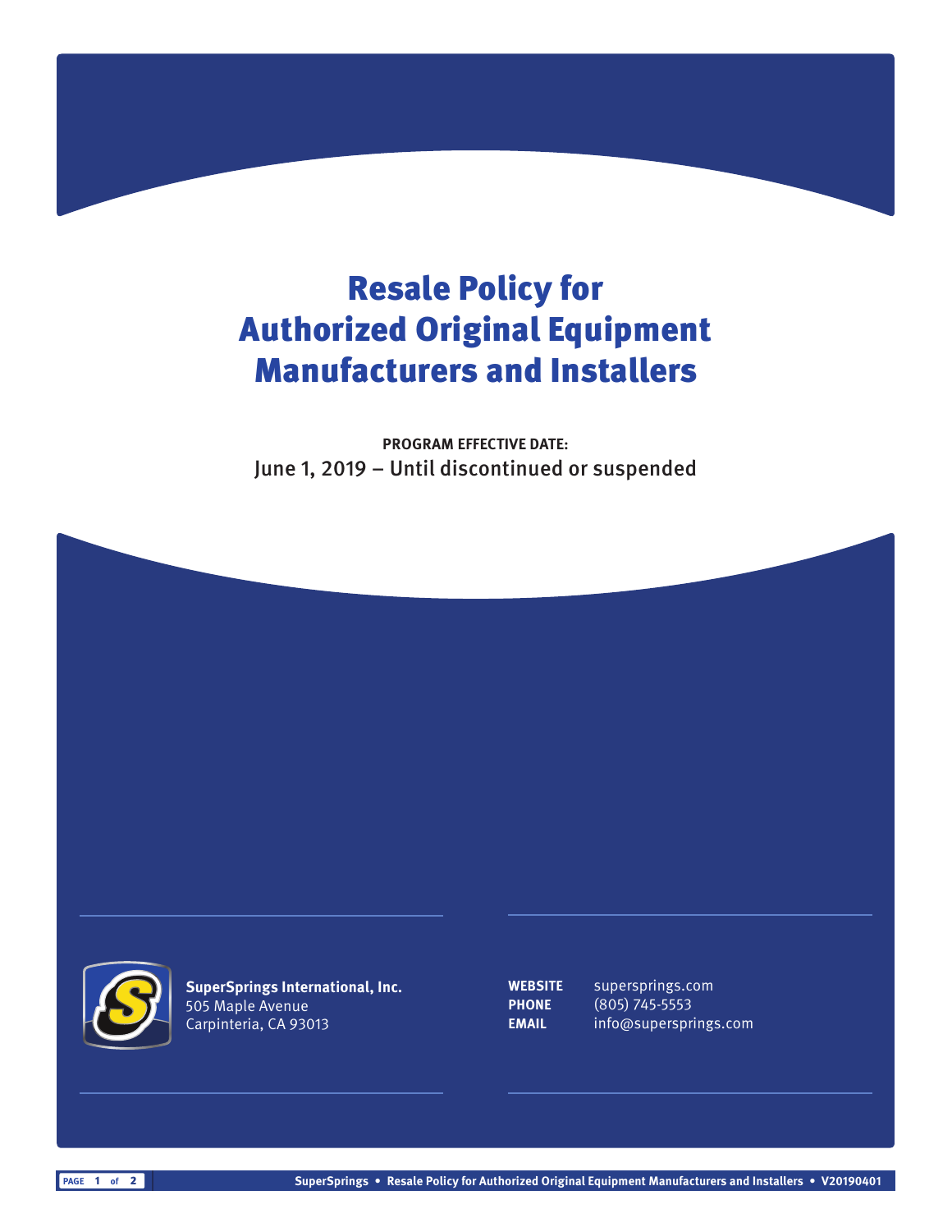# Resale Policy for Authorized Original Equipment Manufacturers and Installers

**PROGRAM EFFECTIVE DATE:**
June 1, 2019 – Until discontinued or suspended

**SuperSprings International, Inc.**
505 Maple Avenue
Carpinteria, CA 93013

**WEBSITE** superprings.com
**PHONE** (805) 745-5553
**EMAIL** info@supersprings.com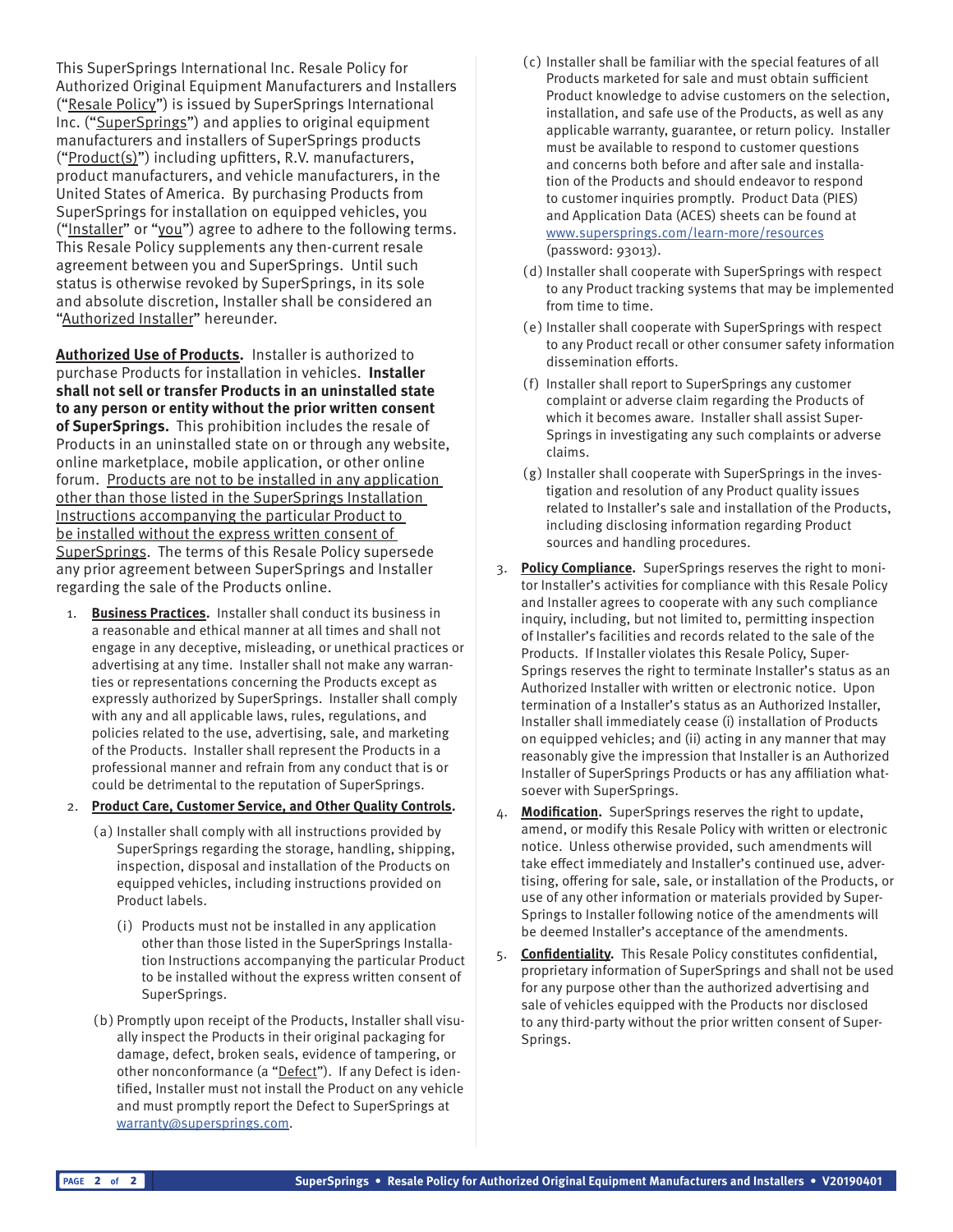This SuperSprings International Inc. Resale Policy for Authorized Original Equipment Manufacturers and Installers ("Resale Policy") is issued by SuperSprings International Inc. ("SuperSprings") and applies to original equipment manufacturers and installers of SuperSprings products ("Product(s)") including upfitters, R.V. manufacturers, product manufacturers, and vehicle manufacturers, in the United States of America. By purchasing Products from SuperSprings for installation on equipped vehicles, you ("Installer" or "you") agree to adhere to the following terms. This Resale Policy supplements any then-current resale agreement between you and SuperSprings. Until such status is otherwise revoked by SuperSprings, in its sole and absolute discretion, Installer shall be considered an "Authorized Installer" hereunder.

**Authorized Use of Products.** Installer is authorized to purchase Products for installation in vehicles. **Installer shall not sell or transfer Products in an uninstalled state to any person or entity without the prior written consent of SuperSprings.** This prohibition includes the resale of Products in an uninstalled state on or through any website, online marketplace, mobile application, or other online forum. Products are not to be installed in any application other than those listed in the SuperSprings Installation Instructions accompanying the particular Product to be installed without the express written consent of SuperSprings. The terms of this Resale Policy supersede any prior agreement between SuperSprings and Installer regarding the sale of the Products online.

1. **Business Practices.** Installer shall conduct its business in a reasonable and ethical manner at all times and shall not engage in any deceptive, misleading, or unethical practices or advertising at any time. Installer shall not make any warranties or representations concerning the Products except as expressly authorized by SuperSprings. Installer shall comply with any and all applicable laws, rules, regulations, and policies related to the use, advertising, sale, and marketing of the Products. Installer shall represent the Products in a professional manner and refrain from any conduct that is or could be detrimental to the reputation of SuperSprings.

2. **Product Care, Customer Service, and Other Quality Controls.**

   (a) Installer shall comply with all instructions provided by SuperSprings regarding the storage, handling, shipping, inspection, disposal and installation of the Products on equipped vehicles, including instructions provided on Product labels.

      (i) Products must not be installed in any application other than those listed in the SuperSprings Installation Instructions accompanying the particular Product to be installed without the express written consent of SuperSprings.

   (b) Promptly upon receipt of the Products, Installer shall visually inspect the Products in their original packaging for damage, defect, broken seals, evidence of tampering, or other nonconformance (a "Defect"). If any Defect is identified, Installer must not install the Product on any vehicle and must promptly report the Defect to SuperSprings at warranty@supersprings.com.

   (c) Installer shall be familiar with the special features of all Products marketed for sale and must obtain sufficient Product knowledge to advise customers on the selection, installation, and safe use of the Products, as well as any applicable warranty, guarantee, or return policy. Installer must be available to respond to customer questions and concerns both before and after sale and installation of the Products and should endeavor to respond to customer inquiries promptly. Product Data (PIES) and Application Data (ACES) sheets can be found at www.supersprings.com/learn-more/resources (password: 93013).

   (d) Installer shall cooperate with SuperSprings with respect to any Product tracking systems that may be implemented from time to time.

   (e) Installer shall cooperate with SuperSprings with respect to any Product recall or other consumer safety information dissemination efforts.

   (f) Installer shall report to SuperSprings any customer complaint or adverse claim regarding the Products of which it becomes aware. Installer shall assist SuperSprings in investigating any such complaints or adverse claims.

   (g) Installer shall cooperate with SuperSprings in the investigation and resolution of any Product quality issues related to Installer's sale and installation of the Products, including disclosing information regarding Product sources and handling procedures.

3. **Policy Compliance.** SuperSprings reserves the right to monitor Installer's activities for compliance with this Resale Policy and Installer agrees to cooperate with any such compliance inquiry, including, but not limited to, permitting inspection of Installer's facilities and records related to the sale of the Products. If Installer violates this Resale Policy, SuperSprings reserves the right to terminate Installer's status as an Authorized Installer with written or electronic notice. Upon termination of a Installer's status as an Authorized Installer, Installer shall immediately cease (i) installation of Products on equipped vehicles; and (ii) acting in any manner that may reasonably give the impression that Installer is an Authorized Installer of SuperSprings Products or has any affiliation whatsoever with SuperSprings.

4. **Modification.** SuperSprings reserves the right to update, amend, or modify this Resale Policy with written or electronic notice. Unless otherwise provided, such amendments will take effect immediately and Installer's continued use, advertising, offering for sale, sale, or installation of the Products, or use of any other information or materials provided by SuperSprings to Installer following notice of the amendments will be deemed Installer's acceptance of the amendments.

5. **Confidentiality.** This Resale Policy constitutes confidential, proprietary information of SuperSprings and shall not be used for any purpose other than the authorized advertising and sale of vehicles equipped with the Products nor disclosed to any third-party without the prior written consent of SuperSprings.